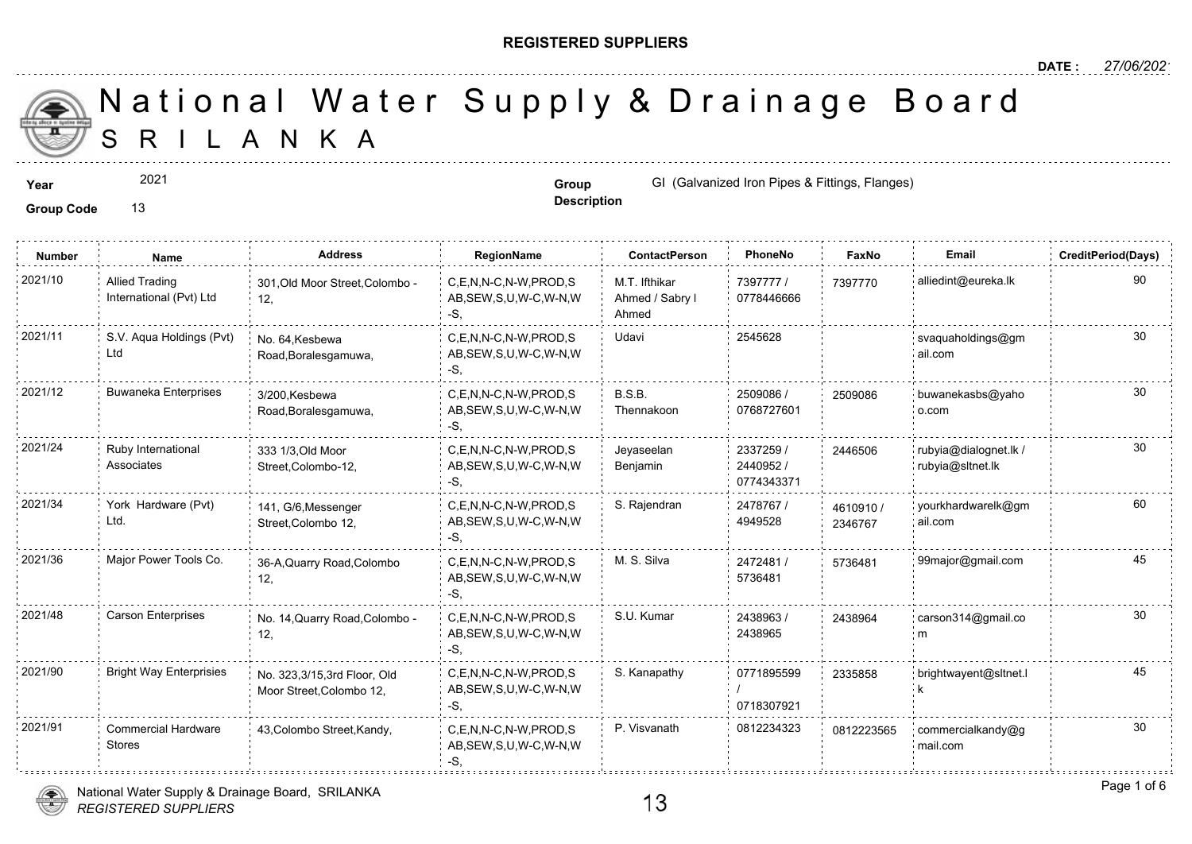**REGISTERED SUPPLIERS**

**DATE :** *27/06/2021*

# National Water Supply & Drainage Board
## SRILANKA

**Year** 2021

**Group Code** 13

**Group Description** GI (Galvanized Iron Pipes & Fittings, Flanges)

| Number | Name | Address | RegionName | ContactPerson | PhoneNo | FaxNo | Email | CreditPeriod(Days) |
|---|---|---|---|---|---|---|---|---|
| 2021/10 | Allied Trading International (Pvt) Ltd | 301,Old Moor Street,Colombo - 12, | C,E,N,N-C,N-W,PROD,SAB,SEW,S,U,W-C,W-N,W-S, | M.T. Ifthikar Ahmed / Sabry I Ahmed | 7397777 / 0778446666 | 7397770 | alliedint@eureka.lk | 90 |
| 2021/11 | S.V. Aqua Holdings (Pvt) Ltd | No. 64,Kesbewa Road,Boralesgamuwa, | C,E,N,N-C,N-W,PROD,SAB,SEW,S,U,W-C,W-N,W-S, | Udavi | 2545628 | | svaquaholdings@gmail.com | 30 |
| 2021/12 | Buwaneka Enterprises | 3/200,Kesbewa Road,Boralesgamuwa, | C,E,N,N-C,N-W,PROD,SAB,SEW,S,U,W-C,W-N,W-S, | B.S.B. Thennakoon | 2509086 / 0768727601 | 2509086 | buwanekasbs@yahoo.com | 30 |
| 2021/24 | Ruby International Associates | 333 1/3,Old Moor Street,Colombo-12, | C,E,N,N-C,N-W,PROD,SAB,SEW,S,U,W-C,W-N,W-S, | Jeyaseelan Benjamin | 2337259 / 2440952 / 0774343371 | 2446506 | rubyia@dialognet.lk / rubyia@sltnet.lk | 30 |
| 2021/34 | York Hardware (Pvt) Ltd. | 141, G/6,Messenger Street,Colombo 12, | C,E,N,N-C,N-W,PROD,SAB,SEW,S,U,W-C,W-N,W-S, | S. Rajendran | 2478767 / 4949528 | 4610910 / 2346767 | yourkhardwarelk@gmail.com | 60 |
| 2021/36 | Major Power Tools Co. | 36-A,Quarry Road,Colombo 12, | C,E,N,N-C,N-W,PROD,SAB,SEW,S,U,W-C,W-N,W-S, | M. S. Silva | 2472481 / 5736481 | 5736481 | 99major@gmail.com | 45 |
| 2021/48 | Carson Enterprises | No. 14,Quarry Road,Colombo - 12, | C,E,N,N-C,N-W,PROD,SAB,SEW,S,U,W-C,W-N,W-S, | S.U. Kumar | 2438963 / 2438965 | 2438964 | carson314@gmail.com | 30 |
| 2021/90 | Bright Way Enterprisies | No. 323,3/15,3rd Floor, Old Moor Street,Colombo 12, | C,E,N,N-C,N-W,PROD,SAB,SEW,S,U,W-C,W-N,W-S, | S. Kanapathy | 0771895599 / 0718307921 | 2335858 | brightwayent@sltnet.lk | 45 |
| 2021/91 | Commercial Hardware Stores | 43,Colombo Street,Kandy, | C,E,N,N-C,N-W,PROD,SAB,SEW,S,U,W-C,W-N,W-S, | P. Visvanath | 0812234323 | 0812223565 | commercialkandy@gmail.com | 30 |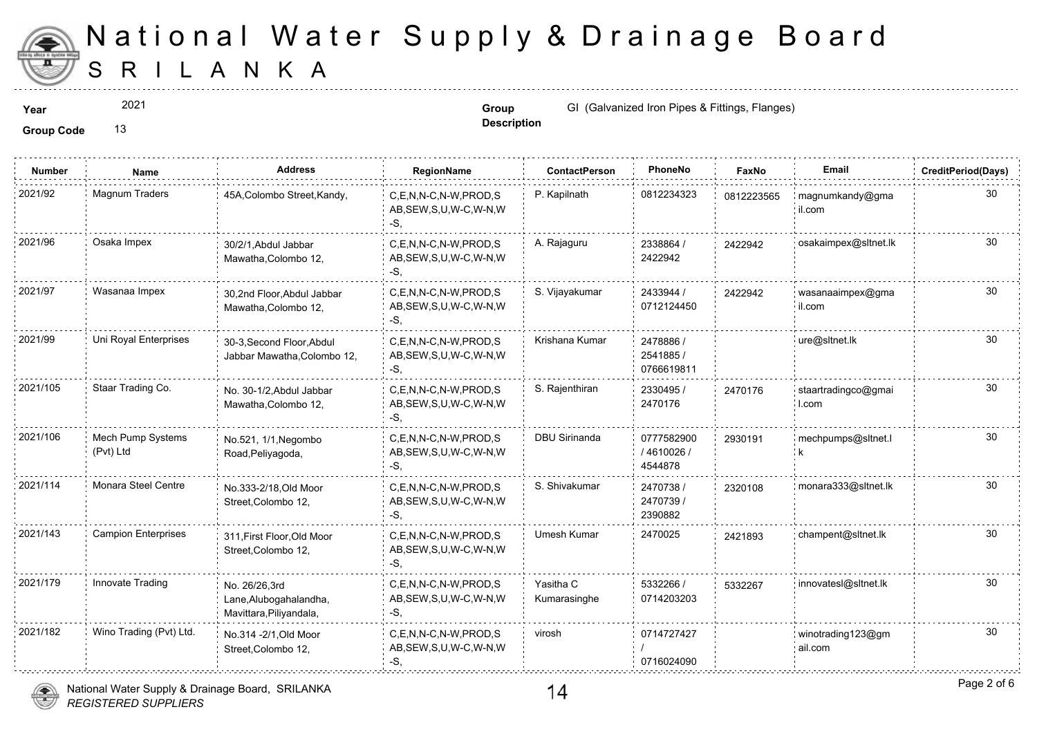# National Water Supply & Drainage Board
# SRILANKA

**Year** 2021

**Group Code** 13

**Group Description** GI (Galvanized Iron Pipes & Fittings, Flanges)

| Number | Name | Address | RegionName | ContactPerson | PhoneNo | FaxNo | Email | CreditPeriod(Days) |
|---|---|---|---|---|---|---|---|---|
| 2021/92 | Magnum Traders | 45A,Colombo Street,Kandy, | C,E,N,N-C,N-W,PROD,SAB,SEW,S,U,W-C,W-N,W-S, | P. Kapilnath | 0812234323 | 0812223565 | magnumkandy@gmail.com | 30 |
| 2021/96 | Osaka Impex | 30/2/1,Abdul Jabbar Mawatha,Colombo 12, | C,E,N,N-C,N-W,PROD,SAB,SEW,S,U,W-C,W-N,W-S, | A. Rajaguru | 2338864 / 2422942 | 2422942 | osakaimpex@sltnet.lk | 30 |
| 2021/97 | Wasanaa Impex | 30,2nd Floor,Abdul Jabbar Mawatha,Colombo 12, | C,E,N,N-C,N-W,PROD,SAB,SEW,S,U,W-C,W-N,W-S, | S. Vijayakumar | 2433944 / 0712124450 | 2422942 | wasanaaimpex@gmail.com | 30 |
| 2021/99 | Uni Royal Enterprises | 30-3,Second Floor,Abdul Jabbar Mawatha,Colombo 12, | C,E,N,N-C,N-W,PROD,SAB,SEW,S,U,W-C,W-N,W-S, | Krishana Kumar | 2478886 / 2541885 / 0766619811 | | ure@sltnet.lk | 30 |
| 2021/105 | Staar Trading Co. | No. 30-1/2,Abdul Jabbar Mawatha,Colombo 12, | C,E,N,N-C,N-W,PROD,SAB,SEW,S,U,W-C,W-N,W-S, | S. Rajenthiran | 2330495 / 2470176 | 2470176 | staartradingco@gmail.com | 30 |
| 2021/106 | Mech Pump Systems (Pvt) Ltd | No.521, 1/1,Negombo Road,Peliyagoda, | C,E,N,N-C,N-W,PROD,SAB,SEW,S,U,W-C,W-N,W-S, | DBU Sirinanda | 0777582900 / 4610026 / 4544878 | 2930191 | mechpumps@sltnet.lk | 30 |
| 2021/114 | Monara Steel Centre | No.333-2/18,Old Moor Street,Colombo 12, | C,E,N,N-C,N-W,PROD,SAB,SEW,S,U,W-C,W-N,W-S, | S. Shivakumar | 2470738 / 2470739 / 2390882 | 2320108 | monara333@sltnet.lk | 30 |
| 2021/143 | Campion Enterprises | 311,First Floor,Old Moor Street,Colombo 12, | C,E,N,N-C,N-W,PROD,SAB,SEW,S,U,W-C,W-N,W-S, | Umesh Kumar | 2470025 | 2421893 | champent@sltnet.lk | 30 |
| 2021/179 | Innovate Trading | No. 26/26,3rd Lane,Alubogahalandha, Mavittara,Piliyandala, | C,E,N,N-C,N-W,PROD,SAB,SEW,S,U,W-C,W-N,W-S, | Yasitha C Kumarasinghe | 5332266 / 0714203203 | 5332267 | innovatesl@sltnet.lk | 30 |
| 2021/182 | Wino Trading (Pvt) Ltd. | No.314 -2/1,Old Moor Street,Colombo 12, | C,E,N,N-C,N-W,PROD,SAB,SEW,S,U,W-C,W-N,W-S, | virosh | 0714727427 / 0716024090 | | winotrading123@gmail.com | 30 |

National Water Supply & Drainage Board, SRILANKA
*REGISTERED SUPPLIERS*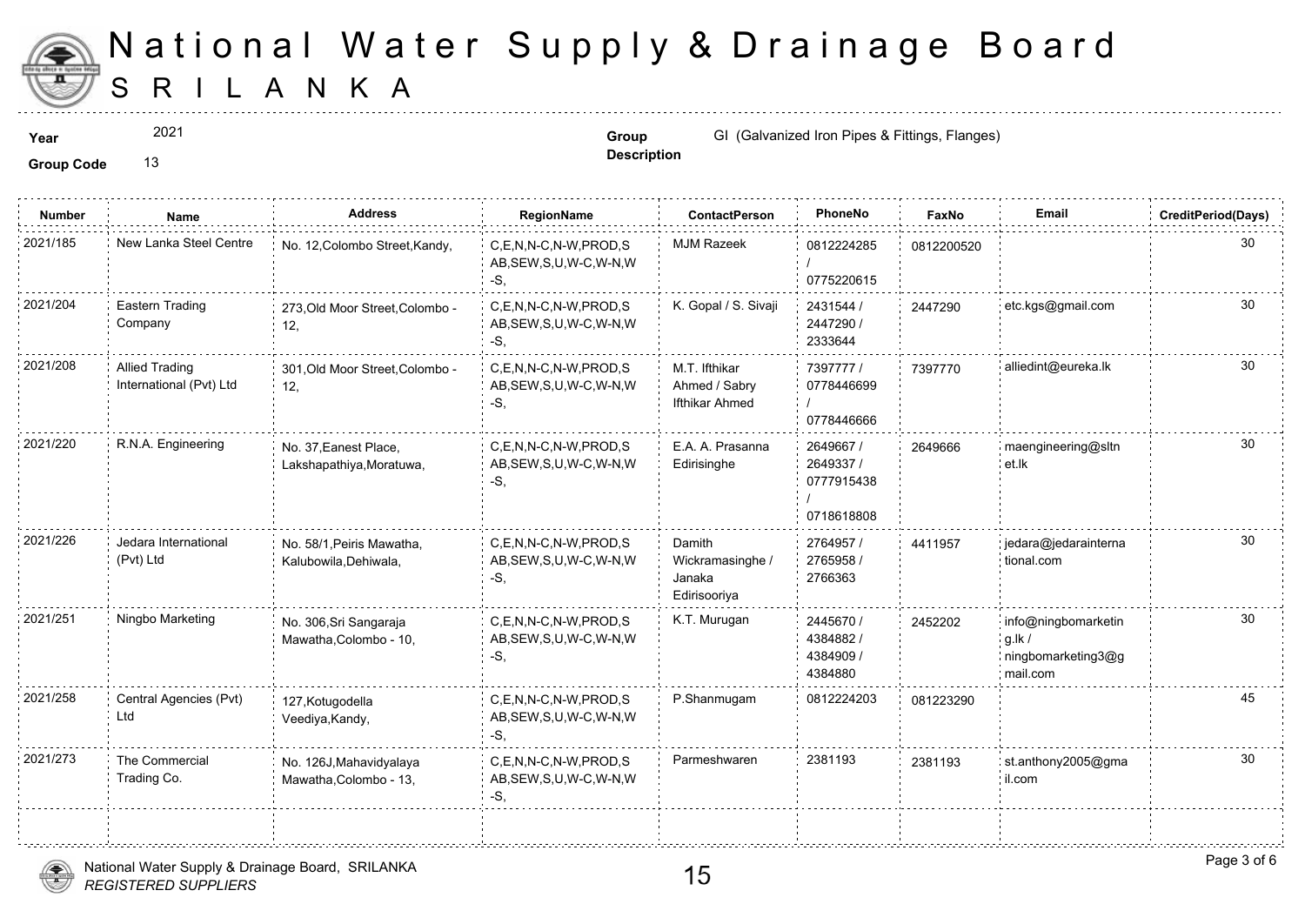# National Water Supply & Drainage Board

# SRI LANKA

**Year** 2021

**Group Code** 13

**Group Description** GI (Galvanized Iron Pipes & Fittings, Flanges)

| Number | Name | Address | RegionName | ContactPerson | PhoneNo | FaxNo | Email | CreditPeriod(Days) |
|---|---|---|---|---|---|---|---|---|
| 2021/185 | New Lanka Steel Centre | No. 12,Colombo Street,Kandy, | C,E,N,N-C,N-W,PROD,SAB,SEW,S,U,W-C,W-N,W-S, | MJM Razeek | 0812224285 / 0775220615 | 0812200520 | | 30 |
| 2021/204 | Eastern Trading Company | 273,Old Moor Street,Colombo - 12, | C,E,N,N-C,N-W,PROD,SAB,SEW,S,U,W-C,W-N,W-S, | K. Gopal / S. Sivaji | 2431544 / 2447290 / 2333644 | 2447290 | etc.kgs@gmail.com | 30 |
| 2021/208 | Allied Trading International (Pvt) Ltd | 301,Old Moor Street,Colombo - 12, | C,E,N,N-C,N-W,PROD,SAB,SEW,S,U,W-C,W-N,W-S, | M.T. Ifthikar Ahmed / Sabry Ifthikar Ahmed | 7397777 / 0778446699 / 0778446666 | 7397770 | alliedint@eureka.lk | 30 |
| 2021/220 | R.N.A. Engineering | No. 37,Eanest Place, Lakshapathiya,Moratuwa, | C,E,N,N-C,N-W,PROD,SAB,SEW,S,U,W-C,W-N,W-S, | E.A. A. Prasanna Edirisinghe | 2649667 / 2649337 / 0777915438 / 0718618808 | 2649666 | maengineering@sltnet.lk | 30 |
| 2021/226 | Jedara International (Pvt) Ltd | No. 58/1,Peiris Mawatha, Kalubowila,Dehiwala, | C,E,N,N-C,N-W,PROD,SAB,SEW,S,U,W-C,W-N,W-S, | Damith Wickramasinghe / Janaka Edirisooriya | 2764957 / 2765958 / 2766363 | 4411957 | jedara@jedarainternational.com | 30 |
| 2021/251 | Ningbo Marketing | No. 306,Sri Sangaraja Mawatha,Colombo - 10, | C,E,N,N-C,N-W,PROD,SAB,SEW,S,U,W-C,W-N,W-S, | K.T. Murugan | 2445670 / 4384882 / 4384909 / 4384880 | 2452202 | info@ningbomarketing.lk / ningbomarketing3@gmail.com | 30 |
| 2021/258 | Central Agencies (Pvt) Ltd | 127,Kotugodella Veediya,Kandy, | C,E,N,N-C,N-W,PROD,SAB,SEW,S,U,W-C,W-N,W-S, | P.Shanmugam | 0812224203 | 081223290 | | 45 |
| 2021/273 | The Commercial Trading Co. | No. 126J,Mahavidyalaya Mawatha,Colombo - 13, | C,E,N,N-C,N-W,PROD,SAB,SEW,S,U,W-C,W-N,W-S, | Parmeshwaren | 2381193 | 2381193 | st.anthony2005@gmail.com | 30 |

National Water Supply & Drainage Board, SRILANKA
*REGISTERED SUPPLIERS*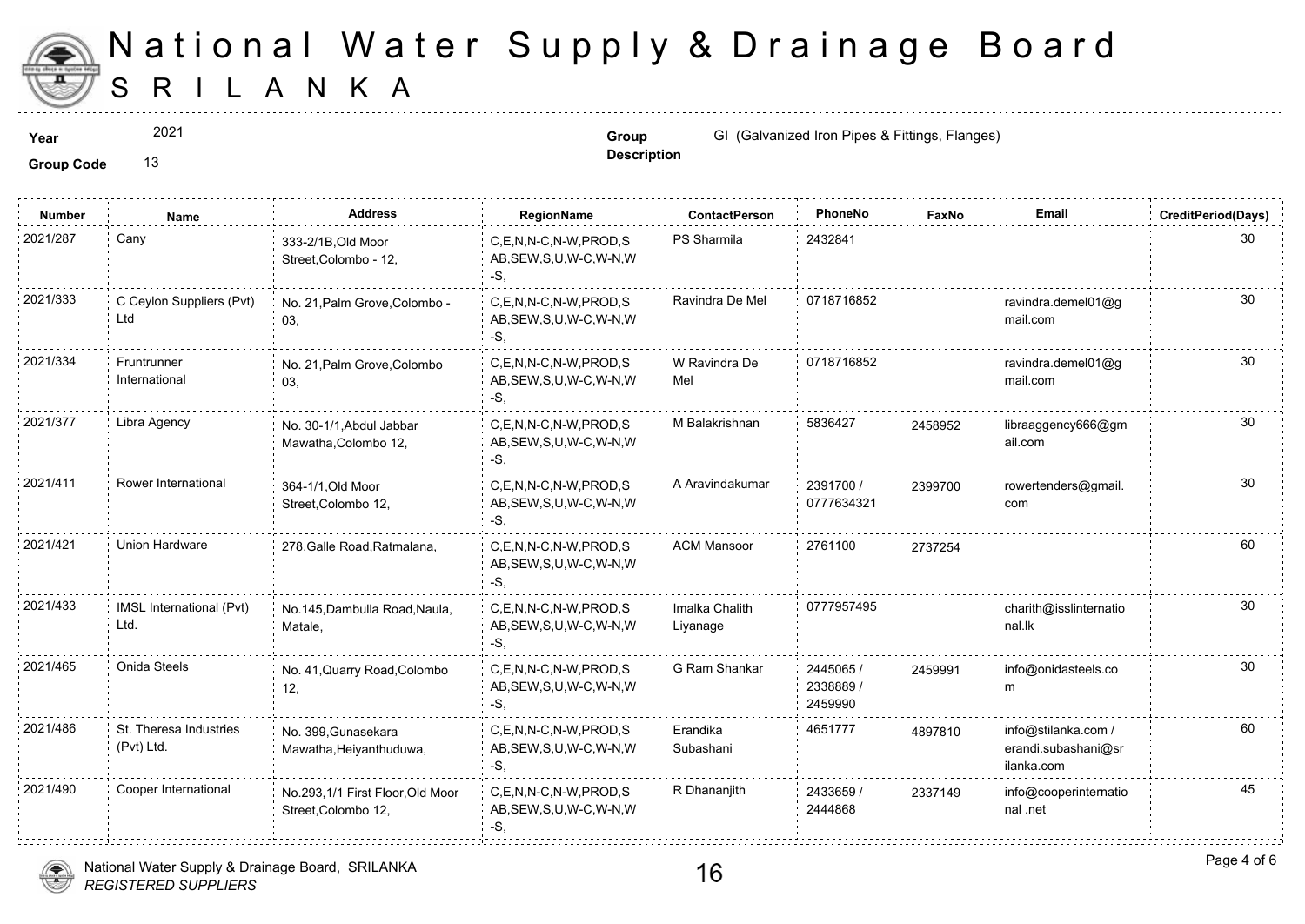# National Water Supply & Drainage Board
## SRILANKA

**Year** 2021

**Group Code** 13

**Group Description** GI (Galvanized Iron Pipes & Fittings, Flanges)

| Number | Name | Address | RegionName | ContactPerson | PhoneNo | FaxNo | Email | CreditPeriod(Days) |
|---|---|---|---|---|---|---|---|---|
| 2021/287 | Cany | 333-2/1B,Old Moor Street,Colombo - 12, | C,E,N,N-C,N-W,PROD,SAB,SEW,S,U,W-C,W-N,W-S, | PS Sharmila | 2432841 | | | 30 |
| 2021/333 | C Ceylon Suppliers (Pvt) Ltd | No. 21,Palm Grove,Colombo - 03, | C,E,N,N-C,N-W,PROD,SAB,SEW,S,U,W-C,W-N,W-S, | Ravindra De Mel | 0718716852 | | ravindra.demel01@gmail.com | 30 |
| 2021/334 | Fruntrunner International | No. 21,Palm Grove,Colombo 03, | C,E,N,N-C,N-W,PROD,SAB,SEW,S,U,W-C,W-N,W-S, | W Ravindra De Mel | 0718716852 | | ravindra.demel01@gmail.com | 30 |
| 2021/377 | Libra Agency | No. 30-1/1,Abdul Jabbar Mawatha,Colombo 12, | C,E,N,N-C,N-W,PROD,SAB,SEW,S,U,W-C,W-N,W-S, | M Balakrishnan | 5836427 | 2458952 | libraaggency666@gmail.com | 30 |
| 2021/411 | Rower International | 364-1/1,Old Moor Street,Colombo 12, | C,E,N,N-C,N-W,PROD,SAB,SEW,S,U,W-C,W-N,W-S, | A Aravindakumar | 2391700 / 0777634321 | 2399700 | rowertenders@gmail.com | 30 |
| 2021/421 | Union Hardware | 278,Galle Road,Ratmalana, | C,E,N,N-C,N-W,PROD,SAB,SEW,S,U,W-C,W-N,W-S, | ACM Mansoor | 2761100 | 2737254 | | 60 |
| 2021/433 | IMSL International (Pvt) Ltd. | No.145,Dambulla Road,Naula, Matale, | C,E,N,N-C,N-W,PROD,SAB,SEW,S,U,W-C,W-N,W-S, | Imalka Chalith Liyanage | 0777957495 | | charith@isslinternational.lk | 30 |
| 2021/465 | Onida Steels | No. 41,Quarry Road,Colombo 12, | C,E,N,N-C,N-W,PROD,SAB,SEW,S,U,W-C,W-N,W-S, | G Ram Shankar | 2445065 / 2338889 / 2459990 | 2459991 | info@onidasteels.com | 30 |
| 2021/486 | St. Theresa Industries (Pvt) Ltd. | No. 399,Gunasekara Mawatha,Heiyanthuduwa, | C,E,N,N-C,N-W,PROD,SAB,SEW,S,U,W-C,W-N,W-S, | Erandika Subashani | 4651777 | 4897810 | info@stilanka.com / erandi.subashani@srilanka.com | 60 |
| 2021/490 | Cooper International | No.293,1/1 First Floor,Old Moor Street,Colombo 12, | C,E,N,N-C,N-W,PROD,SAB,SEW,S,U,W-C,W-N,W-S, | R Dhananjith | 2433659 / 2444868 | 2337149 | info@cooperinternatio nal .net | 45 |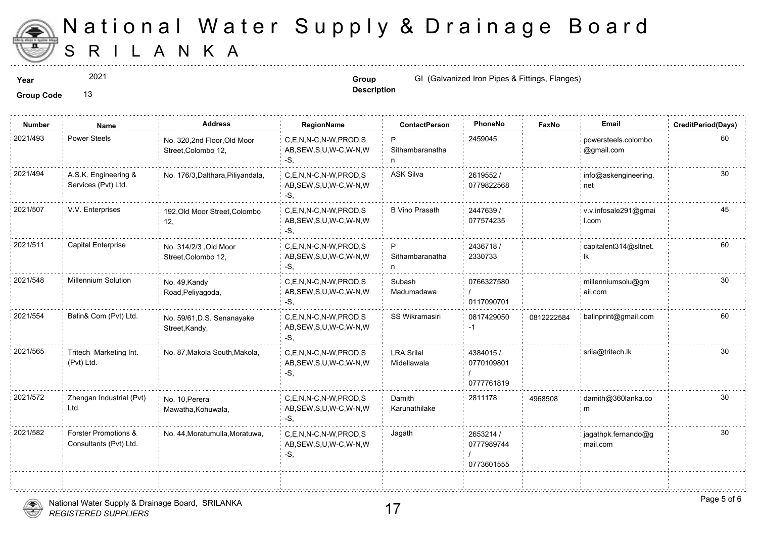# National Water Supply & Drainage Board
# SRI LANKA

**Year** 2021

**Group Code** 13

**Group Description** GI (Galvanized Iron Pipes & Fittings, Flanges)

| Number | Name | Address | RegionName | ContactPerson | PhoneNo | FaxNo | Email | CreditPeriod(Days) |
|---|---|---|---|---|---|---|---|---|
| 2021/493 | Power Steels | No. 320,2nd Floor,Old Moor Street,Colombo 12, | C,E,N,N-C,N-W,PROD,SAB,SEW,S,U,W-C,W-N,W-S, | P Sithambaranathan | 2459045 | | powersteels.colombo@gmail.com | 60 |
| 2021/494 | A.S.K. Engineering & Services (Pvt) Ltd. | No. 176/3,Dalthara,Piliyandala, | C,E,N,N-C,N-W,PROD,SAB,SEW,S,U,W-C,W-N,W-S, | ASK Silva | 2619552 / 0779822568 | | info@askengineering.net | 30 |
| 2021/507 | V.V. Enterprises | 192,Old Moor Street,Colombo 12, | C,E,N,N-C,N-W,PROD,SAB,SEW,S,U,W-C,W-N,W-S, | B Vino Prasath | 2447639 / 077574235 | | v.v.infosale291@gmail.com | 45 |
| 2021/511 | Capital Enterprise | No. 314/2/3 ,Old Moor Street,Colombo 12, | C,E,N,N-C,N-W,PROD,SAB,SEW,S,U,W-C,W-N,W-S, | P Sithambaranathan | 2436718 / 2330733 | | capitalent314@sltnet.lk | 60 |
| 2021/548 | Millennium Solution | No. 49,Kandy Road,Peliyagoda, | C,E,N,N-C,N-W,PROD,SAB,SEW,S,U,W-C,W-N,W-S, | Subash Madumadawa | 0766327580 / 0117090701 | | millenniumsolu@gmail.com | 30 |
| 2021/554 | Balin& Com (Pvt) Ltd. | No. 59/61,D.S. Senanayake Street,Kandy, | C,E,N,N-C,N-W,PROD,SAB,SEW,S,U,W-C,W-N,W-S, | SS Wikramasiri | 0817429050-1 | 0812222584 | balinprint@gmail.com | 60 |
| 2021/565 | Tritech Marketing Int. (Pvt) Ltd. | No. 87,Makola South,Makola, | C,E,N,N-C,N-W,PROD,SAB,SEW,S,U,W-C,W-N,W-S, | LRA Srilal Midellawala | 4384015 / 0770109801 / 0777761819 | | srila@tritech.lk | 30 |
| 2021/572 | Zhengan Industrial (Pvt) Ltd. | No. 10,Perera Mawatha,Kohuwala, | C,E,N,N-C,N-W,PROD,SAB,SEW,S,U,W-C,W-N,W-S, | Damith Karunathilake | 2811178 | 4968508 | damith@360lanka.com | 30 |
| 2021/582 | Forster Promotions & Consultants (Pvt) Ltd. | No. 44,Moratumulla,Moratuwa, | C,E,N,N-C,N-W,PROD,SAB,SEW,S,U,W-C,W-N,W-S, | Jagath | 2653214 / 0777989744 / 0773601555 | | jagathpk.fernando@gmail.com | 30 |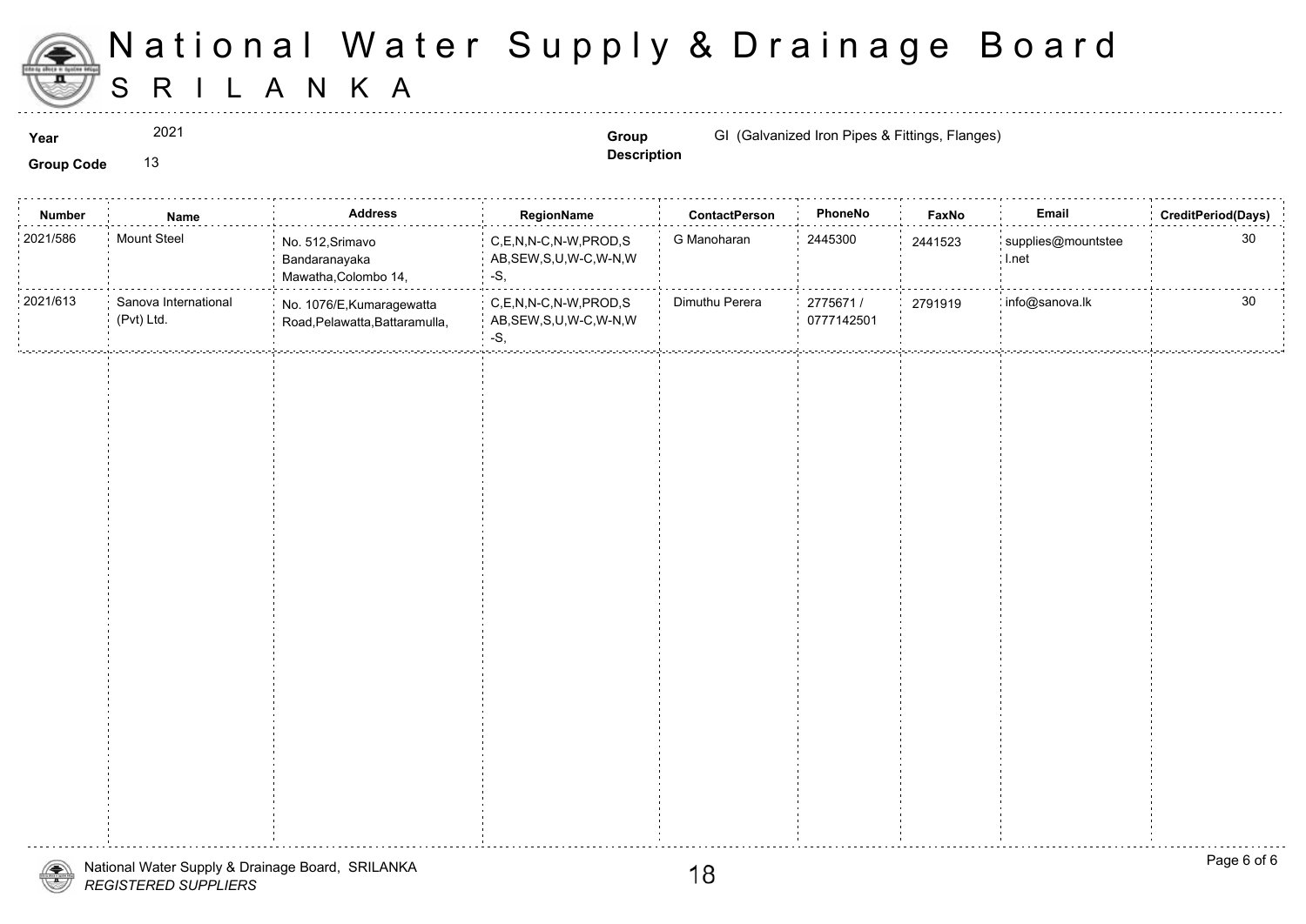# National Water Supply & Drainage Board
## SRILANKA

**Year** 2021

**Group Code** 13

**Group Description** GI (Galvanized Iron Pipes & Fittings, Flanges)

| Number | Name | Address | RegionName | ContactPerson | PhoneNo | FaxNo | Email | CreditPeriod(Days) |
|---|---|---|---|---|---|---|---|---|
| 2021/586 | Mount Steel | No. 512,Srimavo Bandaranayaka Mawatha,Colombo 14, | C,E,N,N-C,N-W,PROD,SAB,SEW,S,U,W-C,W-N,W-S, | G Manoharan | 2445300 | 2441523 | supplies@mountsteel.net | 30 |
| 2021/613 | Sanova International (Pvt) Ltd. | No. 1076/E,Kumaragewatta Road,Pelawatta,Battaramulla, | C,E,N,N-C,N-W,PROD,SAB,SEW,S,U,W-C,W-N,W-S, | Dimuthu Perera | 2775671 / 0777142501 | 2791919 | info@sanova.lk | 30 |

National Water Supply & Drainage Board, SRILANKA
*REGISTERED SUPPLIERS*